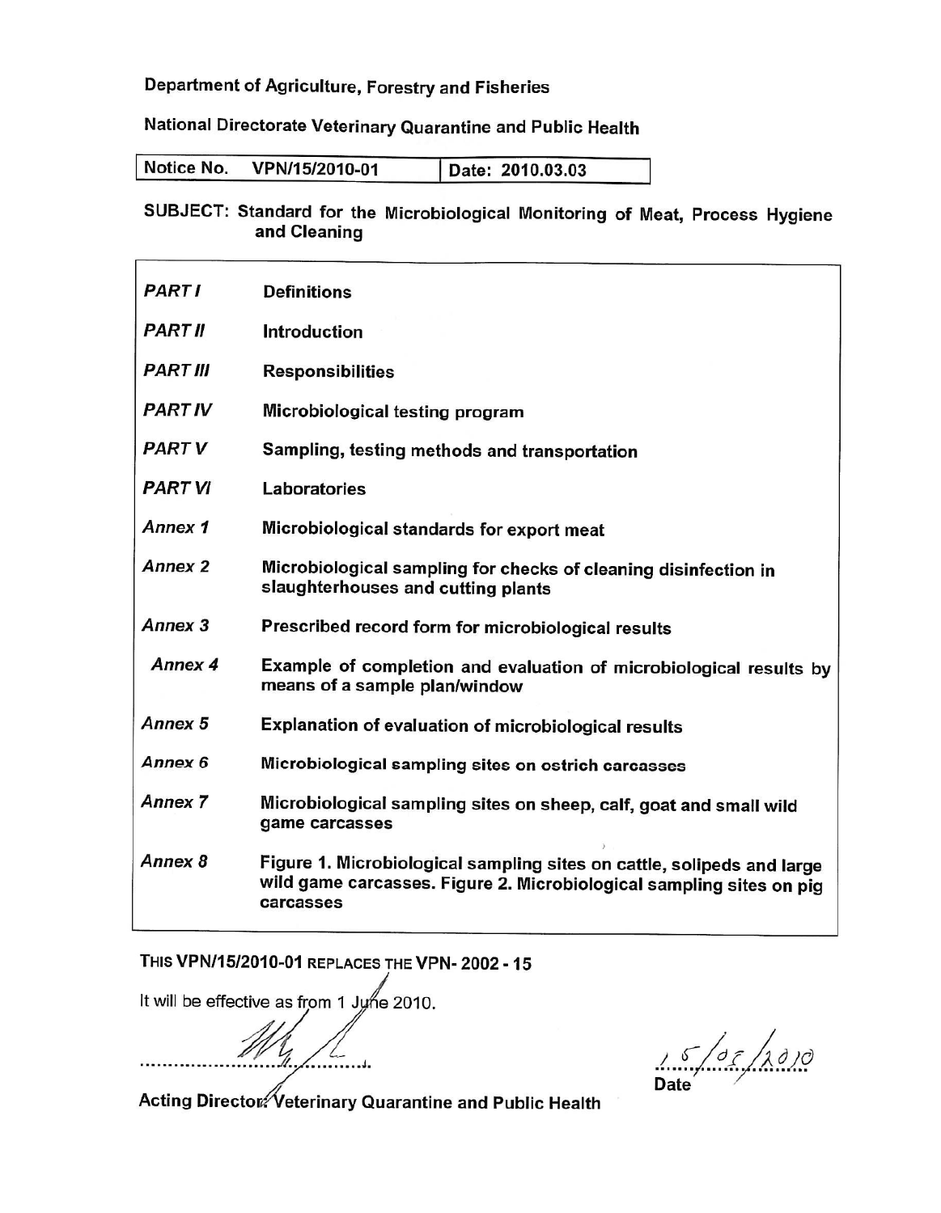Department of Agriculture, Forestry and Fisheries

National Directorate Veterinary Quarantine and Public Health

| Notice No. VPN/15/2010-01 | Date: 2010.03.03 |
|---|---|

**SUBJECT: Standard for the Microbiological Monitoring of Meat, Process Hygiene and Cleaning**

| | |
|---|---|
| ***PART I*** | **Definitions** |
| ***PART II*** | **Introduction** |
| ***PART III*** | **Responsibilities** |
| ***PART IV*** | **Microbiological testing program** |
| ***PART V*** | **Sampling, testing methods and transportation** |
| ***PART VI*** | **Laboratories** |
| ***Annex 1*** | **Microbiological standards for export meat** |
| ***Annex 2*** | **Microbiological sampling for checks of cleaning disinfection in slaughterhouses and cutting plants** |
| ***Annex 3*** | **Prescribed record form for microbiological results** |
| ***Annex 4*** | **Example of completion and evaluation of microbiological results by means of a sample plan/window** |
| ***Annex 5*** | **Explanation of evaluation of microbiological results** |
| ***Annex 6*** | **Microbiological sampling sites on ostrich carcasses** |
| ***Annex 7*** | **Microbiological sampling sites on sheep, calf, goat and small wild game carcasses** |
| ***Annex 8*** | **Figure 1. Microbiological sampling sites on cattle, solipeds and large wild game carcasses. Figure 2. Microbiological sampling sites on pig carcasses** |

**THIS VPN/15/2010-01 REPLACES THE VPN- 2002 - 15**

It will be effective as from 1 June 2010.

.........................................

**Acting Director: Veterinary Quarantine and Public Health**

15/03/2010
**Date**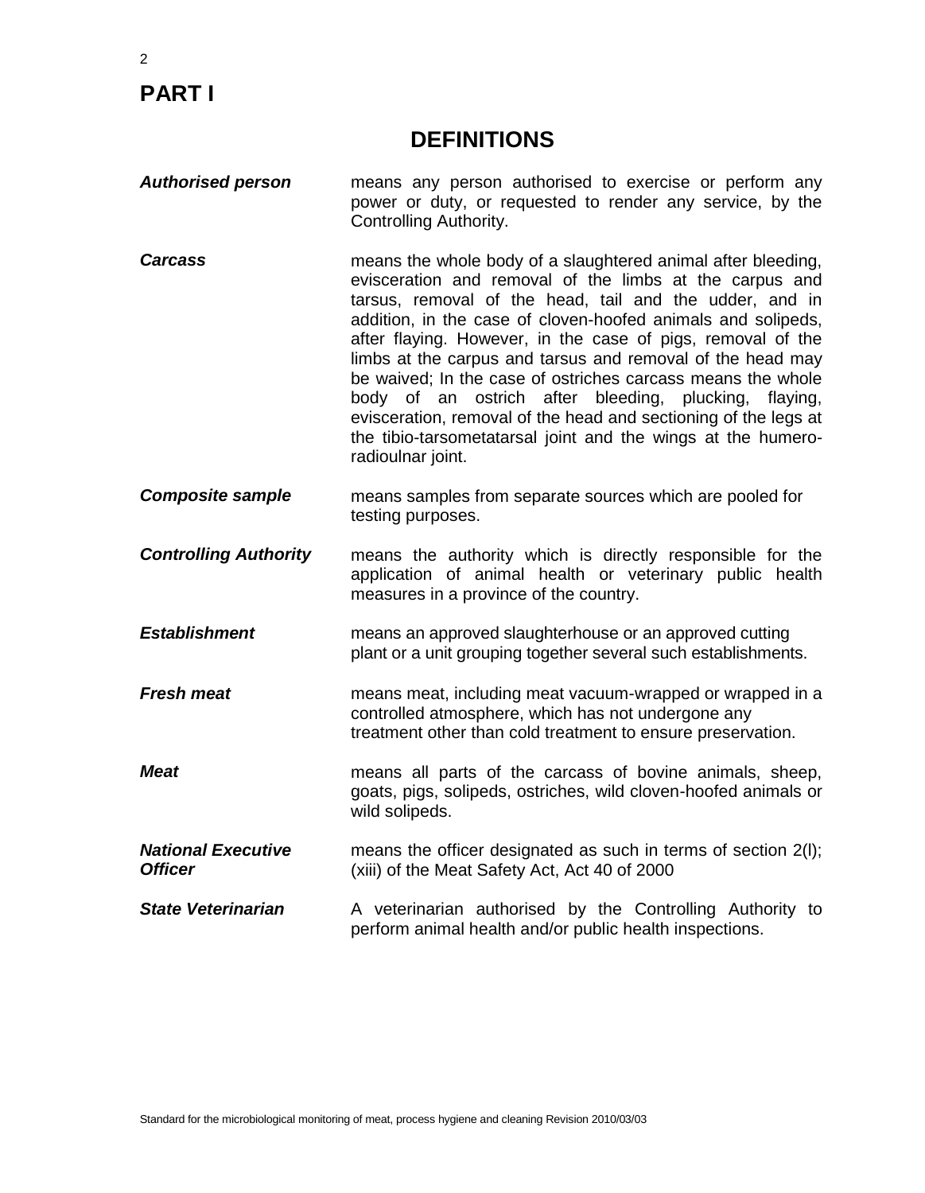# PART I

## DEFINITIONS

***Authorised person*** means any person authorised to exercise or perform any power or duty, or requested to render any service, by the Controlling Authority.

***Carcass*** means the whole body of a slaughtered animal after bleeding, evisceration and removal of the limbs at the carpus and tarsus, removal of the head, tail and the udder, and in addition, in the case of cloven-hoofed animals and solipeds, after flaying. However, in the case of pigs, removal of the limbs at the carpus and tarsus and removal of the head may be waived; In the case of ostriches carcass means the whole body of an ostrich after bleeding, plucking, flaying, evisceration, removal of the head and sectioning of the legs at the tibio-tarsometatarsal joint and the wings at the humero-radioulnar joint.

***Composite sample*** means samples from separate sources which are pooled for testing purposes.

***Controlling Authority*** means the authority which is directly responsible for the application of animal health or veterinary public health measures in a province of the country.

***Establishment*** means an approved slaughterhouse or an approved cutting plant or a unit grouping together several such establishments.

***Fresh meat*** means meat, including meat vacuum-wrapped or wrapped in a controlled atmosphere, which has not undergone any treatment other than cold treatment to ensure preservation.

***Meat*** means all parts of the carcass of bovine animals, sheep, goats, pigs, solipeds, ostriches, wild cloven-hoofed animals or wild solipeds.

***National Executive Officer*** means the officer designated as such in terms of section 2(l); (xiii) of the Meat Safety Act, Act 40 of 2000

***State Veterinarian*** A veterinarian authorised by the Controlling Authority to perform animal health and/or public health inspections.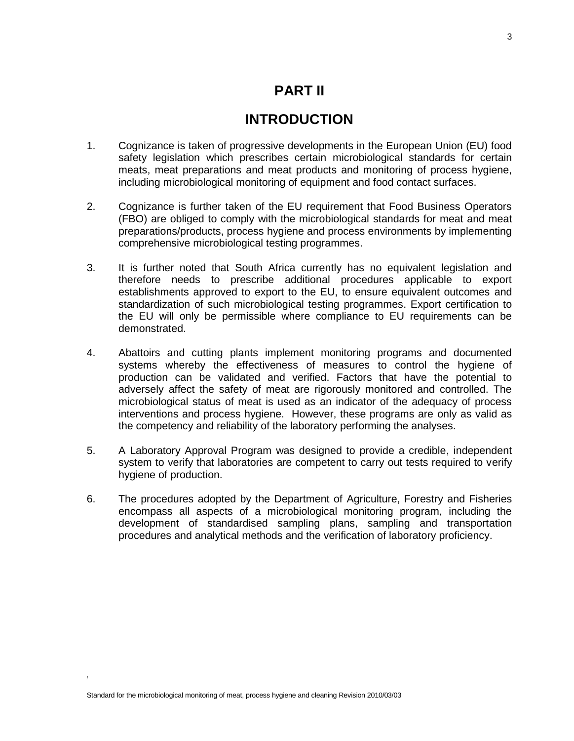# PART II

## INTRODUCTION

1. Cognizance is taken of progressive developments in the European Union (EU) food safety legislation which prescribes certain microbiological standards for certain meats, meat preparations and meat products and monitoring of process hygiene, including microbiological monitoring of equipment and food contact surfaces.

2. Cognizance is further taken of the EU requirement that Food Business Operators (FBO) are obliged to comply with the microbiological standards for meat and meat preparations/products, process hygiene and process environments by implementing comprehensive microbiological testing programmes.

3. It is further noted that South Africa currently has no equivalent legislation and therefore needs to prescribe additional procedures applicable to export establishments approved to export to the EU, to ensure equivalent outcomes and standardization of such microbiological testing programmes. Export certification to the EU will only be permissible where compliance to EU requirements can be demonstrated.

4. Abattoirs and cutting plants implement monitoring programs and documented systems whereby the effectiveness of measures to control the hygiene of production can be validated and verified. Factors that have the potential to adversely affect the safety of meat are rigorously monitored and controlled. The microbiological status of meat is used as an indicator of the adequacy of process interventions and process hygiene. However, these programs are only as valid as the competency and reliability of the laboratory performing the analyses.

5. A Laboratory Approval Program was designed to provide a credible, independent system to verify that laboratories are competent to carry out tests required to verify hygiene of production.

6. The procedures adopted by the Department of Agriculture, Forestry and Fisheries encompass all aspects of a microbiological monitoring program, including the development of standardised sampling plans, sampling and transportation procedures and analytical methods and the verification of laboratory proficiency.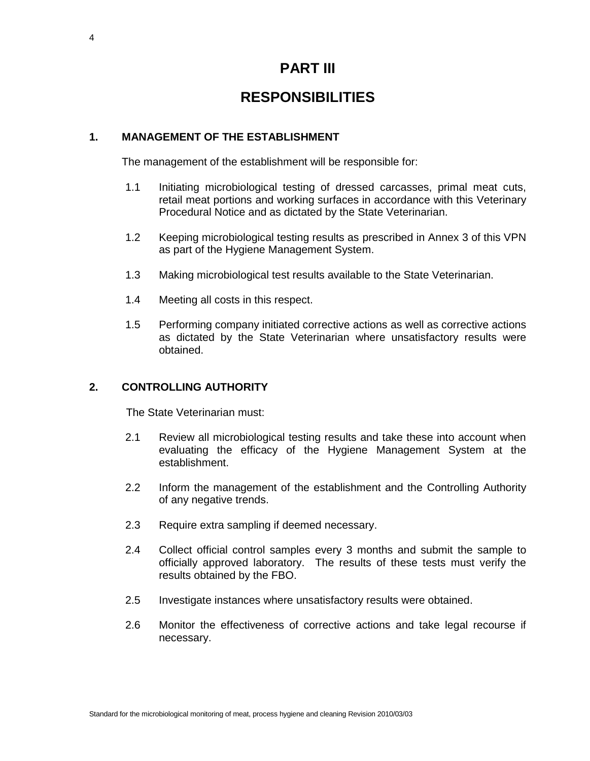# PART III

# RESPONSIBILITIES

## 1. MANAGEMENT OF THE ESTABLISHMENT

The management of the establishment will be responsible for:

1.1 Initiating microbiological testing of dressed carcasses, primal meat cuts, retail meat portions and working surfaces in accordance with this Veterinary Procedural Notice and as dictated by the State Veterinarian.

1.2 Keeping microbiological testing results as prescribed in Annex 3 of this VPN as part of the Hygiene Management System.

1.3 Making microbiological test results available to the State Veterinarian.

1.4 Meeting all costs in this respect.

1.5 Performing company initiated corrective actions as well as corrective actions as dictated by the State Veterinarian where unsatisfactory results were obtained.

## 2. CONTROLLING AUTHORITY

The State Veterinarian must:

2.1 Review all microbiological testing results and take these into account when evaluating the efficacy of the Hygiene Management System at the establishment.

2.2 Inform the management of the establishment and the Controlling Authority of any negative trends.

2.3 Require extra sampling if deemed necessary.

2.4 Collect official control samples every 3 months and submit the sample to officially approved laboratory. The results of these tests must verify the results obtained by the FBO.

2.5 Investigate instances where unsatisfactory results were obtained.

2.6 Monitor the effectiveness of corrective actions and take legal recourse if necessary.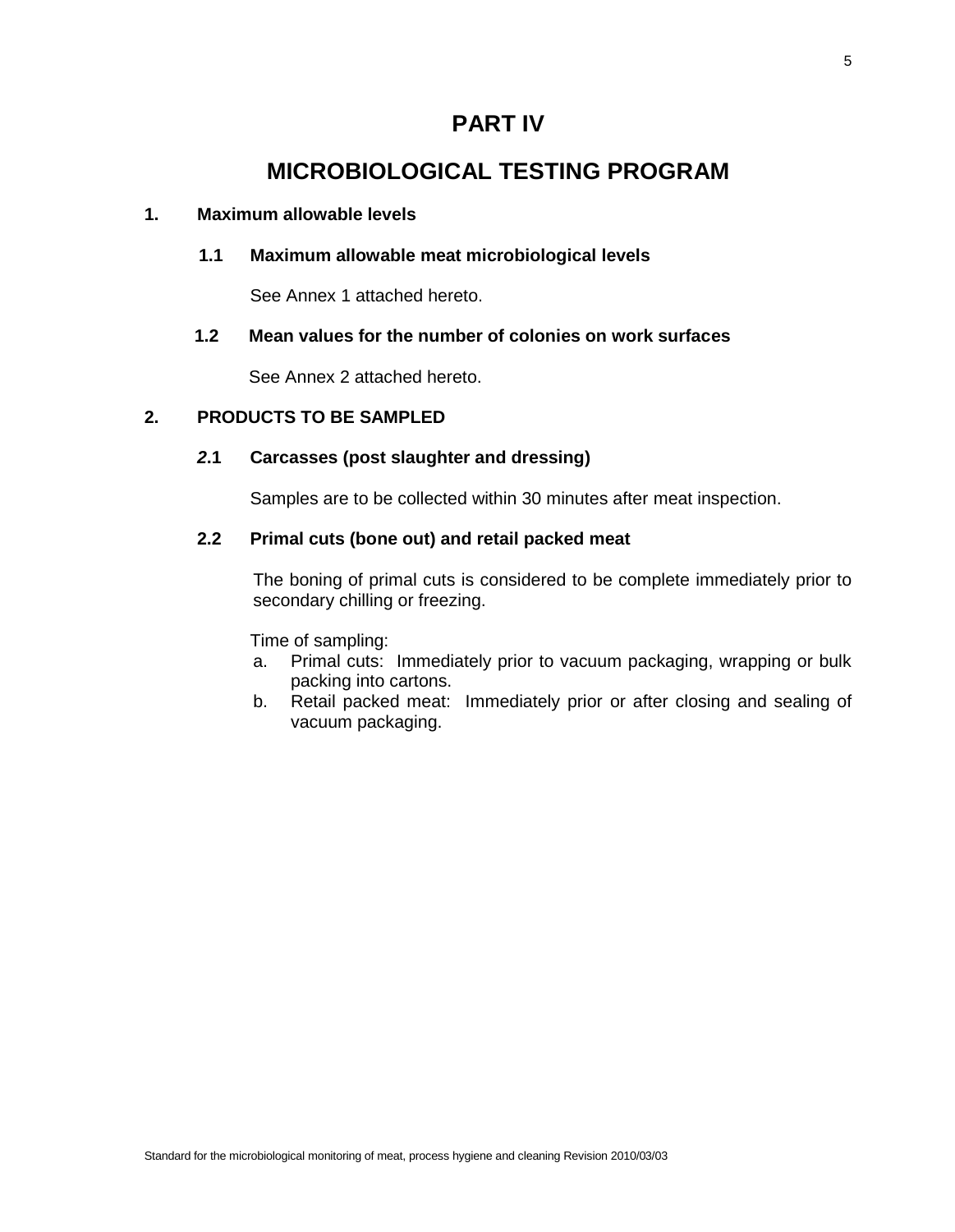# PART IV

# MICROBIOLOGICAL TESTING PROGRAM

## 1. Maximum allowable levels

### 1.1 Maximum allowable meat microbiological levels

See Annex 1 attached hereto.

### 1.2 Mean values for the number of colonies on work surfaces

See Annex 2 attached hereto.

## 2. PRODUCTS TO BE SAMPLED

### 2.1 Carcasses (post slaughter and dressing)

Samples are to be collected within 30 minutes after meat inspection.

### 2.2 Primal cuts (bone out) and retail packed meat

The boning of primal cuts is considered to be complete immediately prior to secondary chilling or freezing.

Time of sampling:

a. Primal cuts: Immediately prior to vacuum packaging, wrapping or bulk packing into cartons.
b. Retail packed meat: Immediately prior or after closing and sealing of vacuum packaging.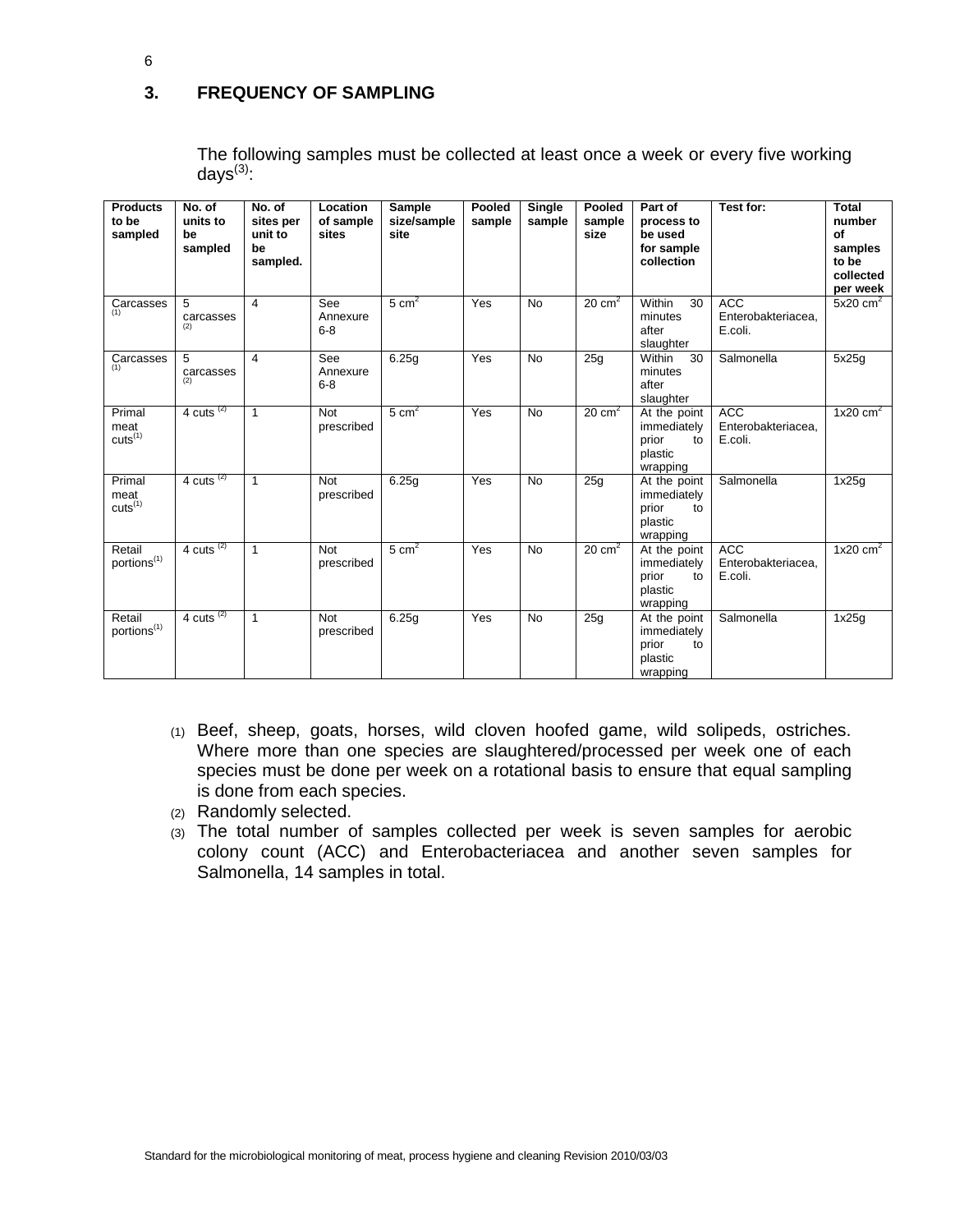## 3. FREQUENCY OF SAMPLING

The following samples must be collected at least once a week or every five working days[(3)]:

| Products to be sampled | No. of units to be sampled | No. of sites per unit to be sampled. | Location of sample sites | Sample size/sample site | Pooled sample | Single sample | Pooled sample size | Part of process to be used for sample collection | Test for: | Total number of samples to be collected per week |
|---|---|---|---|---|---|---|---|---|---|---|
| Carcasses [(1)] | 5 carcasses [(2)] | 4 | See Annexure 6-8 | 5 $cm^2$ | Yes | No | 20 $cm^2$ | Within 30 minutes after slaughter | ACC Enterobakteriacea, E.coli. | 5x20 $cm^2$ |
| Carcasses [(1)] | 5 carcasses [(2)] | 4 | See Annexure 6-8 | 6.25g | Yes | No | 25g | Within 30 minutes after slaughter | Salmonella | 5x25g |
| Primal meat cuts[(1)] | 4 cuts [(2)] | 1 | Not prescribed | 5 $cm^2$ | Yes | No | 20 $cm^2$ | At the point immediately prior to plastic wrapping | ACC Enterobakteriacea, E.coli. | 1x20 $cm^2$ |
| Primal meat cuts[(1)] | 4 cuts [(2)] | 1 | Not prescribed | 6.25g | Yes | No | 25g | At the point immediately prior to plastic wrapping | Salmonella | 1x25g |
| Retail portions[(1)] | 4 cuts [(2)] | 1 | Not prescribed | 5 $cm^2$ | Yes | No | 20 $cm^2$ | At the point immediately prior to plastic wrapping | ACC Enterobakteriacea, E.coli. | 1x20 $cm^2$ |
| Retail portions[(1)] | 4 cuts [(2)] | 1 | Not prescribed | 6.25g | Yes | No | 25g | At the point immediately prior to plastic wrapping | Salmonella | 1x25g |

(1) Beef, sheep, goats, horses, wild cloven hoofed game, wild solipeds, ostriches. Where more than one species are slaughtered/processed per week one of each species must be done per week on a rotational basis to ensure that equal sampling is done from each species.

(2) Randomly selected.

(3) The total number of samples collected per week is seven samples for aerobic colony count (ACC) and Enterobacteriacea and another seven samples for Salmonella, 14 samples in total.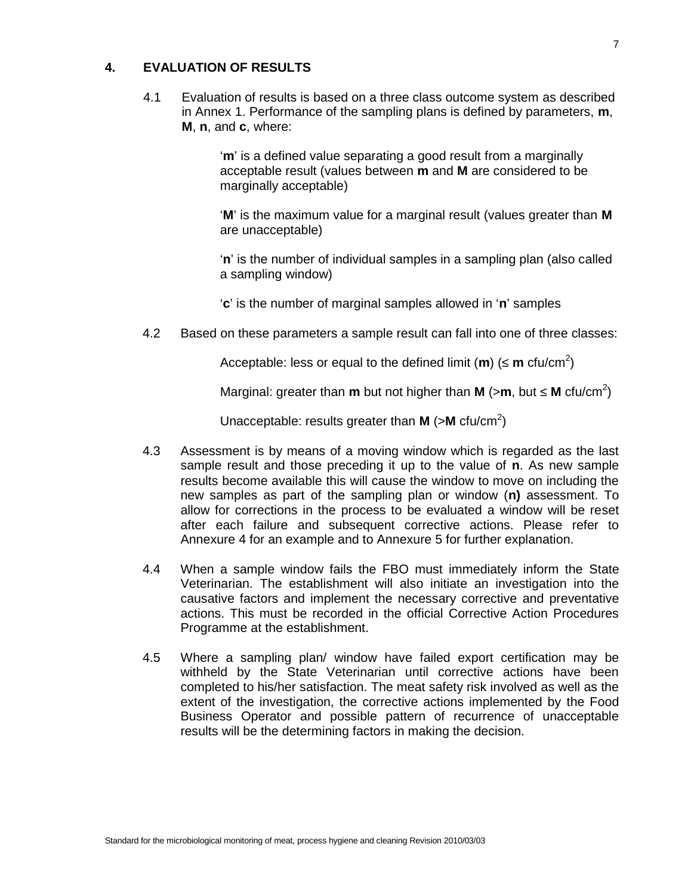## 4. EVALUATION OF RESULTS

4.1 Evaluation of results is based on a three class outcome system as described in Annex 1. Performance of the sampling plans is defined by parameters, **m**, **M**, **n**, and **c**, where:

> '**m**' is a defined value separating a good result from a marginally acceptable result (values between **m** and **M** are considered to be marginally acceptable)
>
> '**M**' is the maximum value for a marginal result (values greater than **M** are unacceptable)
>
> '**n**' is the number of individual samples in a sampling plan (also called a sampling window)
>
> '**c**' is the number of marginal samples allowed in '**n**' samples

4.2 Based on these parameters a sample result can fall into one of three classes:

> Acceptable: less or equal to the defined limit (**m**) (≤ **m** cfu/$cm^2$)
>
> Marginal: greater than **m** but not higher than **M** (>**m**, but ≤ **M** cfu/$cm^2$)
>
> Unacceptable: results greater than **M** (>**M** cfu/$cm^2$)

4.3 Assessment is by means of a moving window which is regarded as the last sample result and those preceding it up to the value of **n**. As new sample results become available this will cause the window to move on including the new samples as part of the sampling plan or window (**n)** assessment. To allow for corrections in the process to be evaluated a window will be reset after each failure and subsequent corrective actions. Please refer to Annexure 4 for an example and to Annexure 5 for further explanation.

4.4 When a sample window fails the FBO must immediately inform the State Veterinarian. The establishment will also initiate an investigation into the causative factors and implement the necessary corrective and preventative actions. This must be recorded in the official Corrective Action Procedures Programme at the establishment.

4.5 Where a sampling plan/ window have failed export certification may be withheld by the State Veterinarian until corrective actions have been completed to his/her satisfaction. The meat safety risk involved as well as the extent of the investigation, the corrective actions implemented by the Food Business Operator and possible pattern of recurrence of unacceptable results will be the determining factors in making the decision.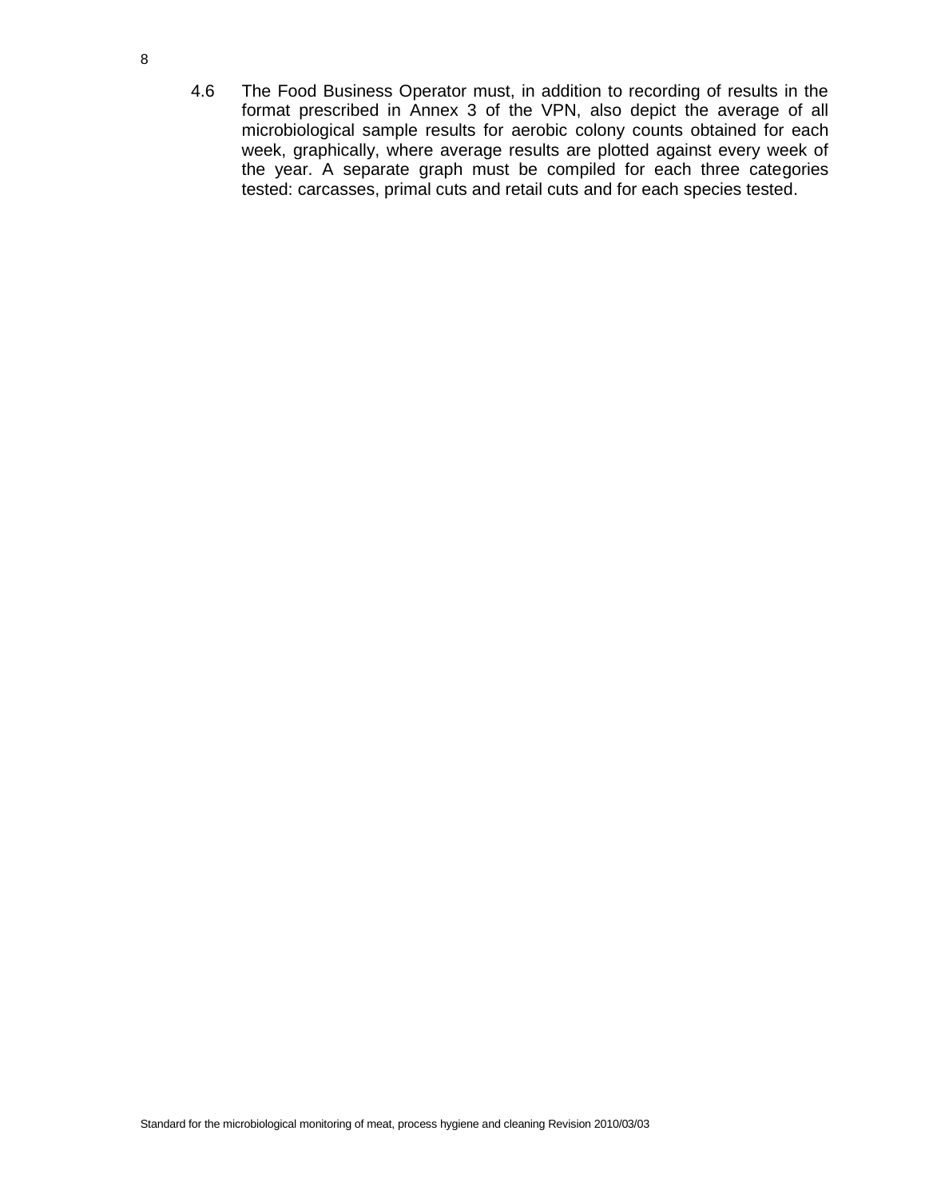4.6 The Food Business Operator must, in addition to recording of results in the format prescribed in Annex 3 of the VPN, also depict the average of all microbiological sample results for aerobic colony counts obtained for each week, graphically, where average results are plotted against every week of the year. A separate graph must be compiled for each three categories tested: carcasses, primal cuts and retail cuts and for each species tested.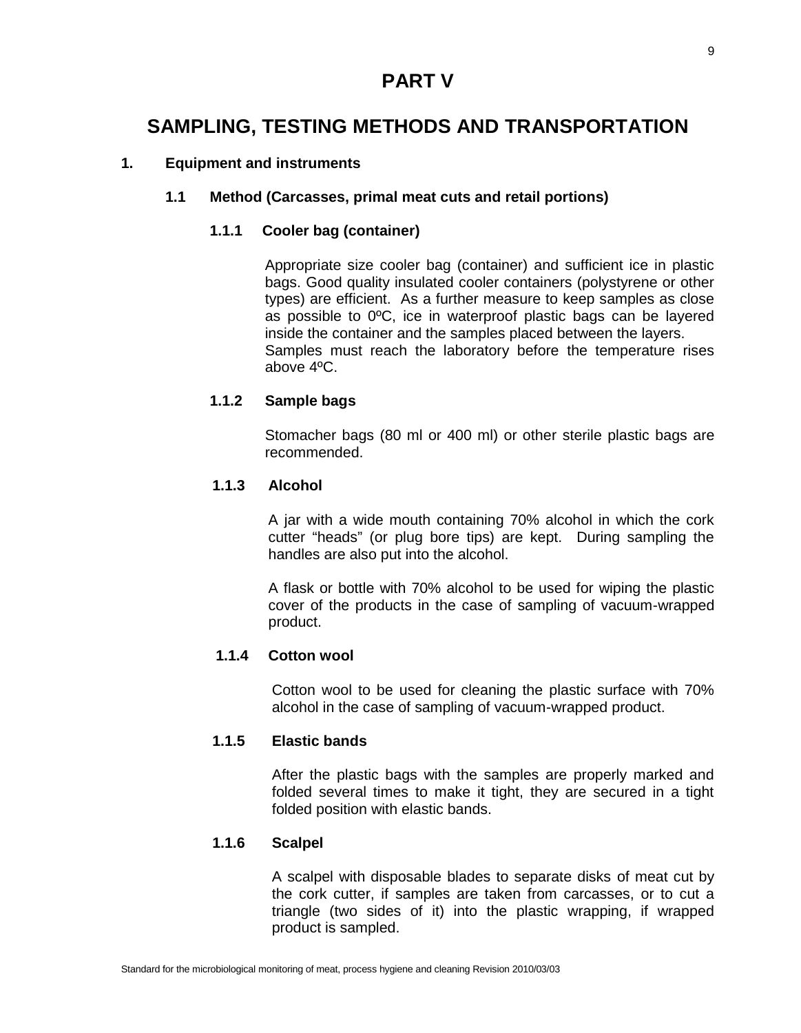# PART V

# SAMPLING, TESTING METHODS AND TRANSPORTATION

## 1. Equipment and instruments

### 1.1 Method (Carcasses, primal meat cuts and retail portions)

#### 1.1.1 Cooler bag (container)

Appropriate size cooler bag (container) and sufficient ice in plastic bags. Good quality insulated cooler containers (polystyrene or other types) are efficient. As a further measure to keep samples as close as possible to 0ºC, ice in waterproof plastic bags can be layered inside the container and the samples placed between the layers. Samples must reach the laboratory before the temperature rises above 4ºC.

#### 1.1.2 Sample bags

Stomacher bags (80 ml or 400 ml) or other sterile plastic bags are recommended.

#### 1.1.3 Alcohol

A jar with a wide mouth containing 70% alcohol in which the cork cutter "heads" (or plug bore tips) are kept. During sampling the handles are also put into the alcohol.

A flask or bottle with 70% alcohol to be used for wiping the plastic cover of the products in the case of sampling of vacuum-wrapped product.

#### 1.1.4 Cotton wool

Cotton wool to be used for cleaning the plastic surface with 70% alcohol in the case of sampling of vacuum-wrapped product.

#### 1.1.5 Elastic bands

After the plastic bags with the samples are properly marked and folded several times to make it tight, they are secured in a tight folded position with elastic bands.

#### 1.1.6 Scalpel

A scalpel with disposable blades to separate disks of meat cut by the cork cutter, if samples are taken from carcasses, or to cut a triangle (two sides of it) into the plastic wrapping, if wrapped product is sampled.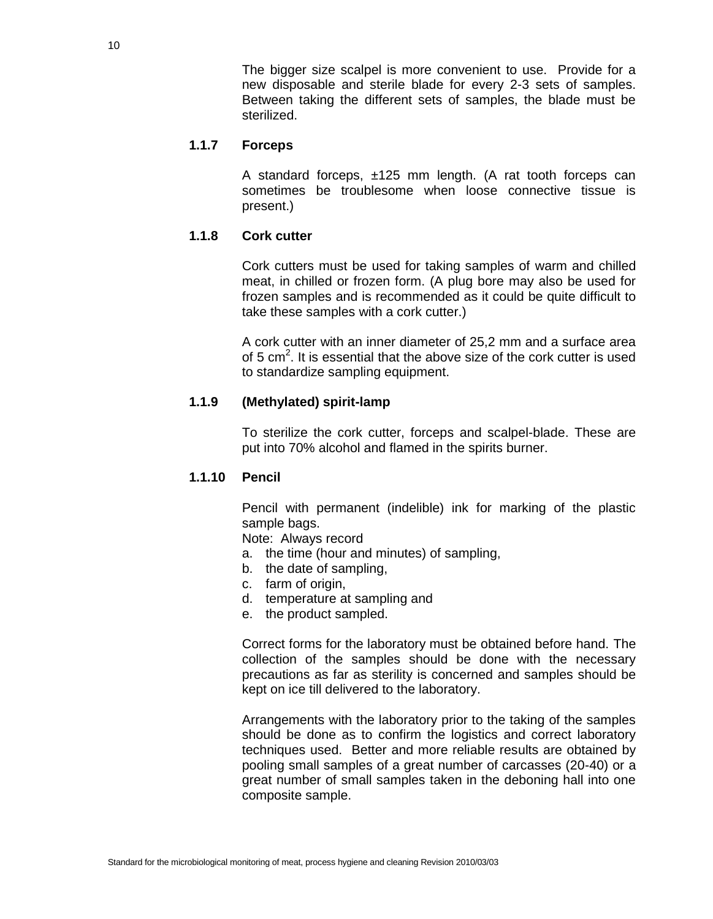The bigger size scalpel is more convenient to use. Provide for a new disposable and sterile blade for every 2-3 sets of samples. Between taking the different sets of samples, the blade must be sterilized.

### 1.1.7 Forceps

A standard forceps, ±125 mm length. (A rat tooth forceps can sometimes be troublesome when loose connective tissue is present.)

### 1.1.8 Cork cutter

Cork cutters must be used for taking samples of warm and chilled meat, in chilled or frozen form. (A plug bore may also be used for frozen samples and is recommended as it could be quite difficult to take these samples with a cork cutter.)

A cork cutter with an inner diameter of 25,2 mm and a surface area of 5 $cm^2$. It is essential that the above size of the cork cutter is used to standardize sampling equipment.

### 1.1.9 (Methylated) spirit-lamp

To sterilize the cork cutter, forceps and scalpel-blade. These are put into 70% alcohol and flamed in the spirits burner.

### 1.1.10 Pencil

Pencil with permanent (indelible) ink for marking of the plastic sample bags.

Note: Always record

a. the time (hour and minutes) of sampling,
b. the date of sampling,
c. farm of origin,
d. temperature at sampling and
e. the product sampled.

Correct forms for the laboratory must be obtained before hand. The collection of the samples should be done with the necessary precautions as far as sterility is concerned and samples should be kept on ice till delivered to the laboratory.

Arrangements with the laboratory prior to the taking of the samples should be done as to confirm the logistics and correct laboratory techniques used. Better and more reliable results are obtained by pooling small samples of a great number of carcasses (20-40) or a great number of small samples taken in the deboning hall into one composite sample.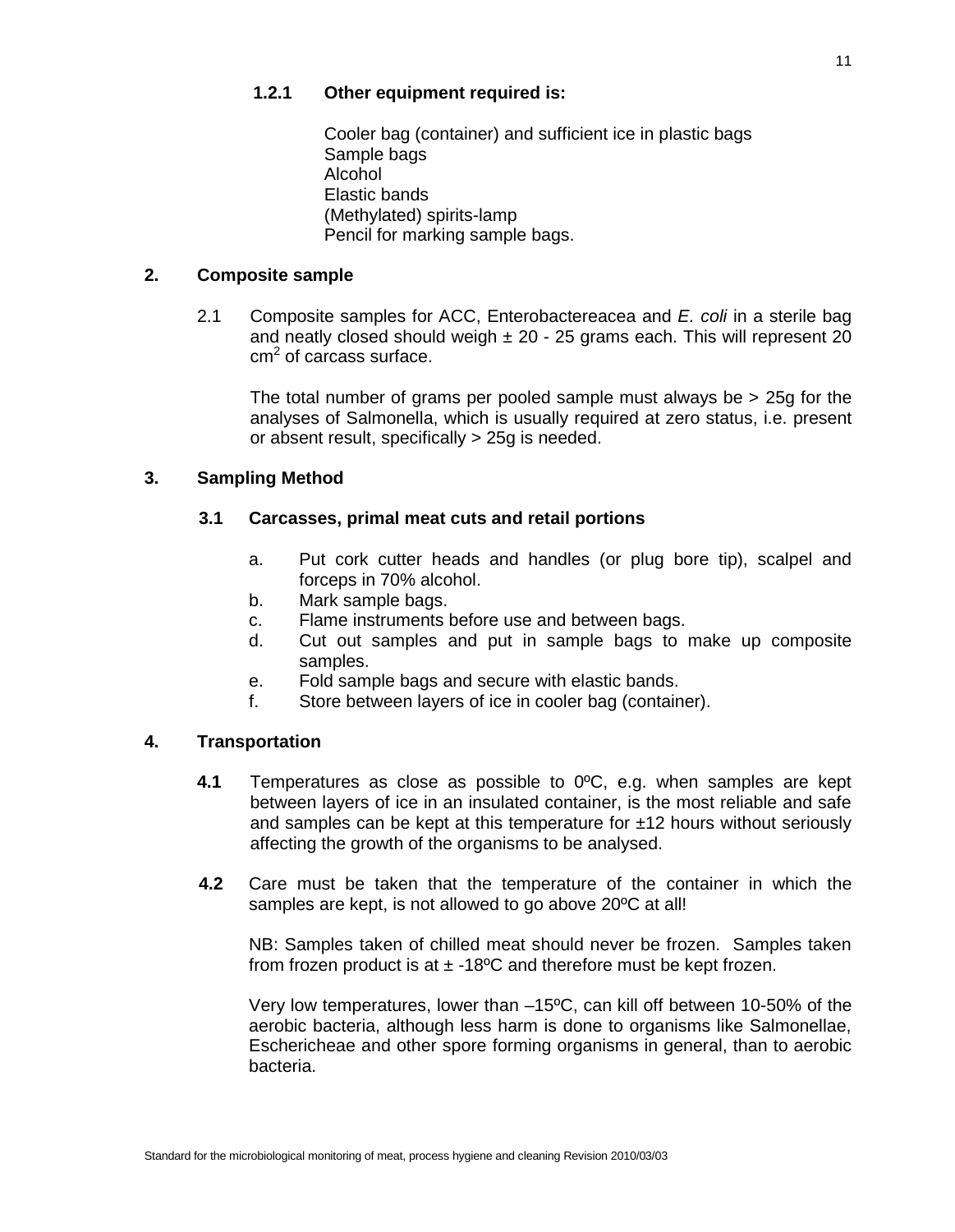#### 1.2.1 Other equipment required is:

Cooler bag (container) and sufficient ice in plastic bags
Sample bags
Alcohol
Elastic bands
(Methylated) spirits-lamp
Pencil for marking sample bags.

## 2. Composite sample

2.1 Composite samples for ACC, Enterobactereacea and *E. coli* in a sterile bag and neatly closed should weigh ± 20 - 25 grams each. This will represent 20 $cm^2$ of carcass surface.

The total number of grams per pooled sample must always be > 25g for the analyses of Salmonella, which is usually required at zero status, i.e. present or absent result, specifically > 25g is needed.

## 3. Sampling Method

### 3.1 Carcasses, primal meat cuts and retail portions

a. Put cork cutter heads and handles (or plug bore tip), scalpel and forceps in 70% alcohol.
b. Mark sample bags.
c. Flame instruments before use and between bags.
d. Cut out samples and put in sample bags to make up composite samples.
e. Fold sample bags and secure with elastic bands.
f. Store between layers of ice in cooler bag (container).

## 4. Transportation

**4.1** Temperatures as close as possible to 0ºC, e.g. when samples are kept between layers of ice in an insulated container, is the most reliable and safe and samples can be kept at this temperature for ±12 hours without seriously affecting the growth of the organisms to be analysed.

**4.2** Care must be taken that the temperature of the container in which the samples are kept, is not allowed to go above 20ºC at all!

NB: Samples taken of chilled meat should never be frozen. Samples taken from frozen product is at ± -18ºC and therefore must be kept frozen.

Very low temperatures, lower than –15ºC, can kill off between 10-50% of the aerobic bacteria, although less harm is done to organisms like Salmonellae, Eschericheae and other spore forming organisms in general, than to aerobic bacteria.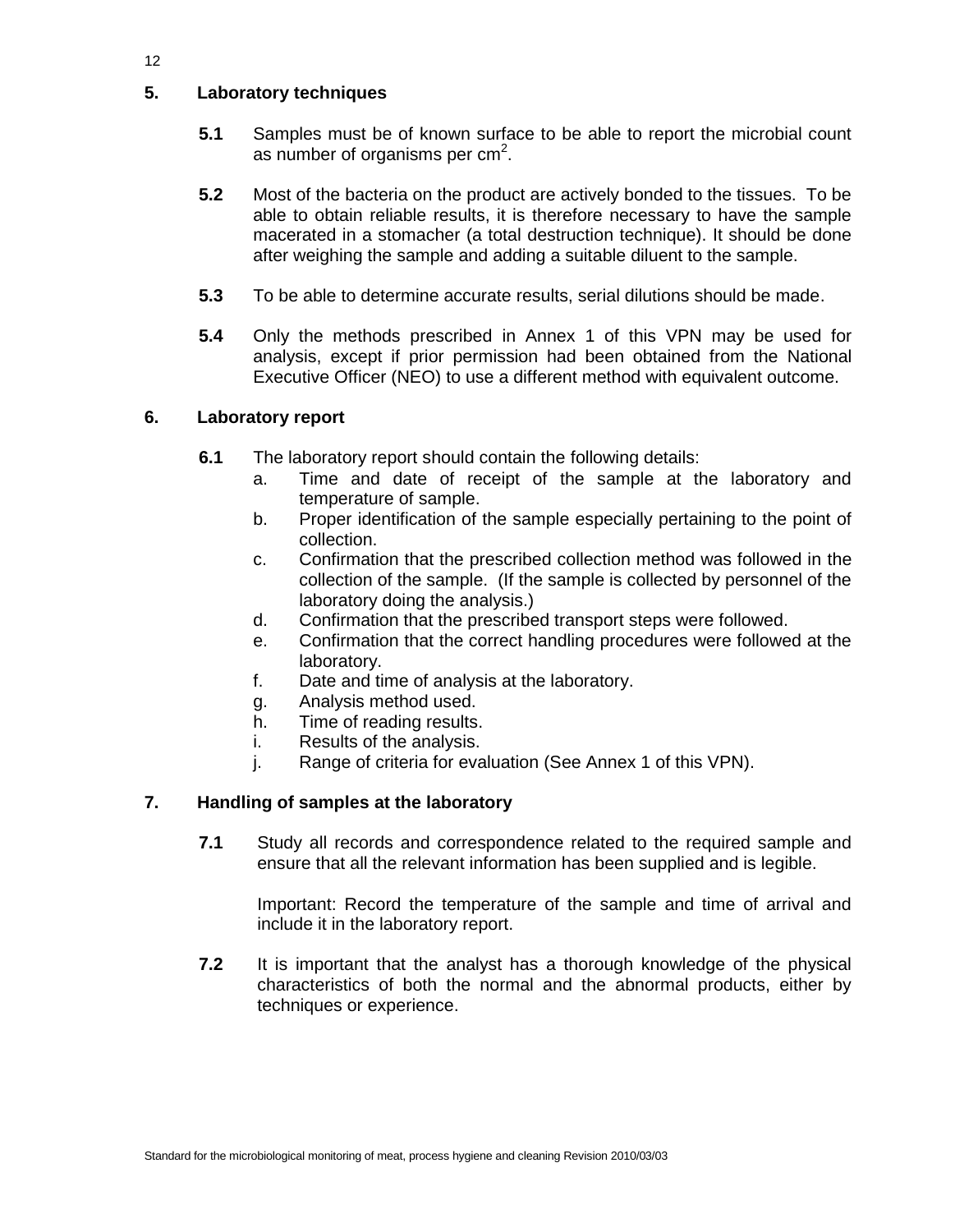## 5. Laboratory techniques

**5.1** Samples must be of known surface to be able to report the microbial count as number of organisms per $cm^2$.

**5.2** Most of the bacteria on the product are actively bonded to the tissues. To be able to obtain reliable results, it is therefore necessary to have the sample macerated in a stomacher (a total destruction technique). It should be done after weighing the sample and adding a suitable diluent to the sample.

**5.3** To be able to determine accurate results, serial dilutions should be made.

**5.4** Only the methods prescribed in Annex 1 of this VPN may be used for analysis, except if prior permission had been obtained from the National Executive Officer (NEO) to use a different method with equivalent outcome.

## 6. Laboratory report

**6.1** The laboratory report should contain the following details:

a. Time and date of receipt of the sample at the laboratory and temperature of sample.
b. Proper identification of the sample especially pertaining to the point of collection.
c. Confirmation that the prescribed collection method was followed in the collection of the sample. (If the sample is collected by personnel of the laboratory doing the analysis.)
d. Confirmation that the prescribed transport steps were followed.
e. Confirmation that the correct handling procedures were followed at the laboratory.
f. Date and time of analysis at the laboratory.
g. Analysis method used.
h. Time of reading results.
i. Results of the analysis.
j. Range of criteria for evaluation (See Annex 1 of this VPN).

## 7. Handling of samples at the laboratory

**7.1** Study all records and correspondence related to the required sample and ensure that all the relevant information has been supplied and is legible.

Important: Record the temperature of the sample and time of arrival and include it in the laboratory report.

**7.2** It is important that the analyst has a thorough knowledge of the physical characteristics of both the normal and the abnormal products, either by techniques or experience.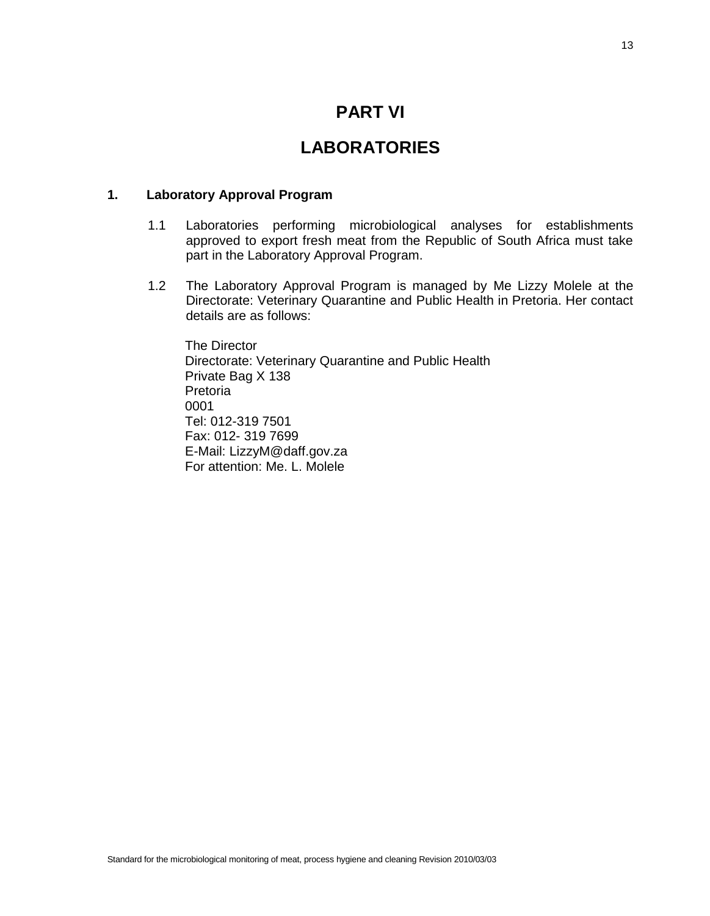# PART VI

# LABORATORIES

## 1. Laboratory Approval Program

1.1 Laboratories performing microbiological analyses for establishments approved to export fresh meat from the Republic of South Africa must take part in the Laboratory Approval Program.

1.2 The Laboratory Approval Program is managed by Me Lizzy Molele at the Directorate: Veterinary Quarantine and Public Health in Pretoria. Her contact details are as follows:

The Director  
Directorate: Veterinary Quarantine and Public Health  
Private Bag X 138  
Pretoria  
0001  
Tel: 012-319 7501  
Fax: 012- 319 7699  
E-Mail: LizzyM@daff.gov.za  
For attention: Me. L. Molele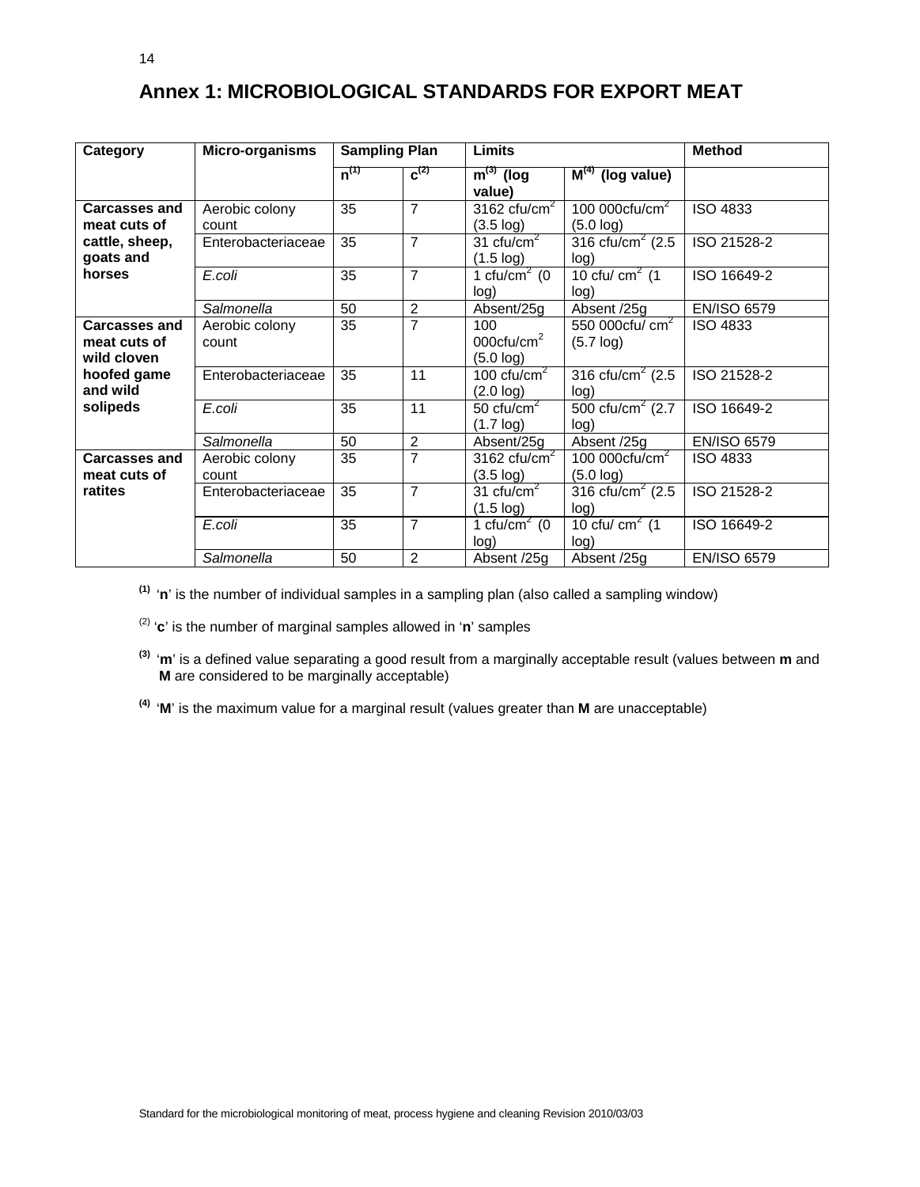# Annex 1: MICROBIOLOGICAL STANDARDS FOR EXPORT MEAT

| Category | Micro-organisms | Sampling Plan | | Limits | | Method |
|---|---|---|---|---|---|---|
| | | n(1) | c(2) | m(3) (log value) | M(4) (log value) | |
| **Carcasses and meat cuts of cattle, sheep, goats and horses** | Aerobic colony count | 35 | 7 | 3162 cfu/cm$^2$ (3.5 log) | 100 000cfu/cm$^2$ (5.0 log) | ISO 4833 |
| | Enterobacteriaceae | 35 | 7 | 31 cfu/cm$^2$ (1.5 log) | 316 cfu/cm$^2$ (2.5 log) | ISO 21528-2 |
| | *E.coli* | 35 | 7 | 1 cfu/cm$^2$ (0 log) | 10 cfu/ cm$^2$ (1 log) | ISO 16649-2 |
| | *Salmonella* | 50 | 2 | Absent/25g | Absent /25g | EN/ISO 6579 |
| **Carcasses and meat cuts of wild cloven hoofed game and wild solipeds** | Aerobic colony count | 35 | 7 | 100 000cfu/cm$^2$ (5.0 log) | 550 000cfu/ cm$^2$ (5.7 log) | ISO 4833 |
| | Enterobacteriaceae | 35 | 11 | 100 cfu/cm$^2$ (2.0 log) | 316 cfu/cm$^2$ (2.5 log) | ISO 21528-2 |
| | *E.coli* | 35 | 11 | 50 cfu/cm$^2$ (1.7 log) | 500 cfu/cm$^2$ (2.7 log) | ISO 16649-2 |
| | *Salmonella* | 50 | 2 | Absent/25g | Absent /25g | EN/ISO 6579 |
| **Carcasses and meat cuts of ratites** | Aerobic colony count | 35 | 7 | 3162 cfu/cm$^2$ (3.5 log) | 100 000cfu/cm$^2$ (5.0 log) | ISO 4833 |
| | Enterobacteriaceae | 35 | 7 | 31 cfu/cm$^2$ (1.5 log) | 316 cfu/cm$^2$ (2.5 log) | ISO 21528-2 |
| | *E.coli* | 35 | 7 | 1 cfu/cm$^2$ (0 log) | 10 cfu/ cm$^2$ (1 log) | ISO 16649-2 |
| | *Salmonella* | 50 | 2 | Absent /25g | Absent /25g | EN/ISO 6579 |

(1) '**n**' is the number of individual samples in a sampling plan (also called a sampling window)

(2) '**c**' is the number of marginal samples allowed in '**n**' samples

(3) '**m**' is a defined value separating a good result from a marginally acceptable result (values between **m** and **M** are considered to be marginally acceptable)

(4) '**M**' is the maximum value for a marginal result (values greater than **M** are unacceptable)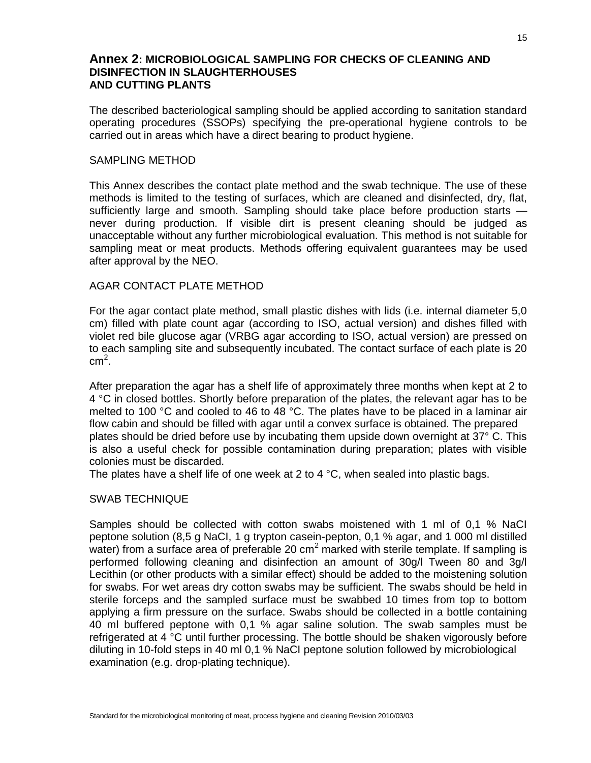## Annex 2: MICROBIOLOGICAL SAMPLING FOR CHECKS OF CLEANING AND DISINFECTION IN SLAUGHTERHOUSES AND CUTTING PLANTS

The described bacteriological sampling should be applied according to sanitation standard operating procedures (SSOPs) specifying the pre-operational hygiene controls to be carried out in areas which have a direct bearing to product hygiene.

### SAMPLING METHOD

This Annex describes the contact plate method and the swab technique. The use of these methods is limited to the testing of surfaces, which are cleaned and disinfected, dry, flat, sufficiently large and smooth. Sampling should take place before production starts — never during production. If visible dirt is present cleaning should be judged as unacceptable without any further microbiological evaluation. This method is not suitable for sampling meat or meat products. Methods offering equivalent guarantees may be used after approval by the NEO.

### AGAR CONTACT PLATE METHOD

For the agar contact plate method, small plastic dishes with lids (i.e. internal diameter 5,0 cm) filled with plate count agar (according to ISO, actual version) and dishes filled with violet red bile glucose agar (VRBG agar according to ISO, actual version) are pressed on to each sampling site and subsequently incubated. The contact surface of each plate is 20 $cm^2$.

After preparation the agar has a shelf life of approximately three months when kept at 2 to 4 °C in closed bottles. Shortly before preparation of the plates, the relevant agar has to be melted to 100 °C and cooled to 46 to 48 °C. The plates have to be placed in a laminar air flow cabin and should be filled with agar until a convex surface is obtained. The prepared plates should be dried before use by incubating them upside down overnight at 37° C. This is also a useful check for possible contamination during preparation; plates with visible colonies must be discarded.
The plates have a shelf life of one week at 2 to 4 °C, when sealed into plastic bags.

### SWAB TECHNIQUE

Samples should be collected with cotton swabs moistened with 1 ml of 0,1 % NaCI peptone solution (8,5 g NaCI, 1 g trypton casein-pepton, 0,1 % agar, and 1 000 ml distilled water) from a surface area of preferable 20 $cm^2$ marked with sterile template. If sampling is performed following cleaning and disinfection an amount of 30g/l Tween 80 and 3g/l Lecithin (or other products with a similar effect) should be added to the moistening solution for swabs. For wet areas dry cotton swabs may be sufficient. The swabs should be held in sterile forceps and the sampled surface must be swabbed 10 times from top to bottom applying a firm pressure on the surface. Swabs should be collected in a bottle containing 40 ml buffered peptone with 0,1 % agar saline solution. The swab samples must be refrigerated at 4 °C until further processing. The bottle should be shaken vigorously before diluting in 10-fold steps in 40 ml 0,1 % NaCI peptone solution followed by microbiological examination (e.g. drop-plating technique).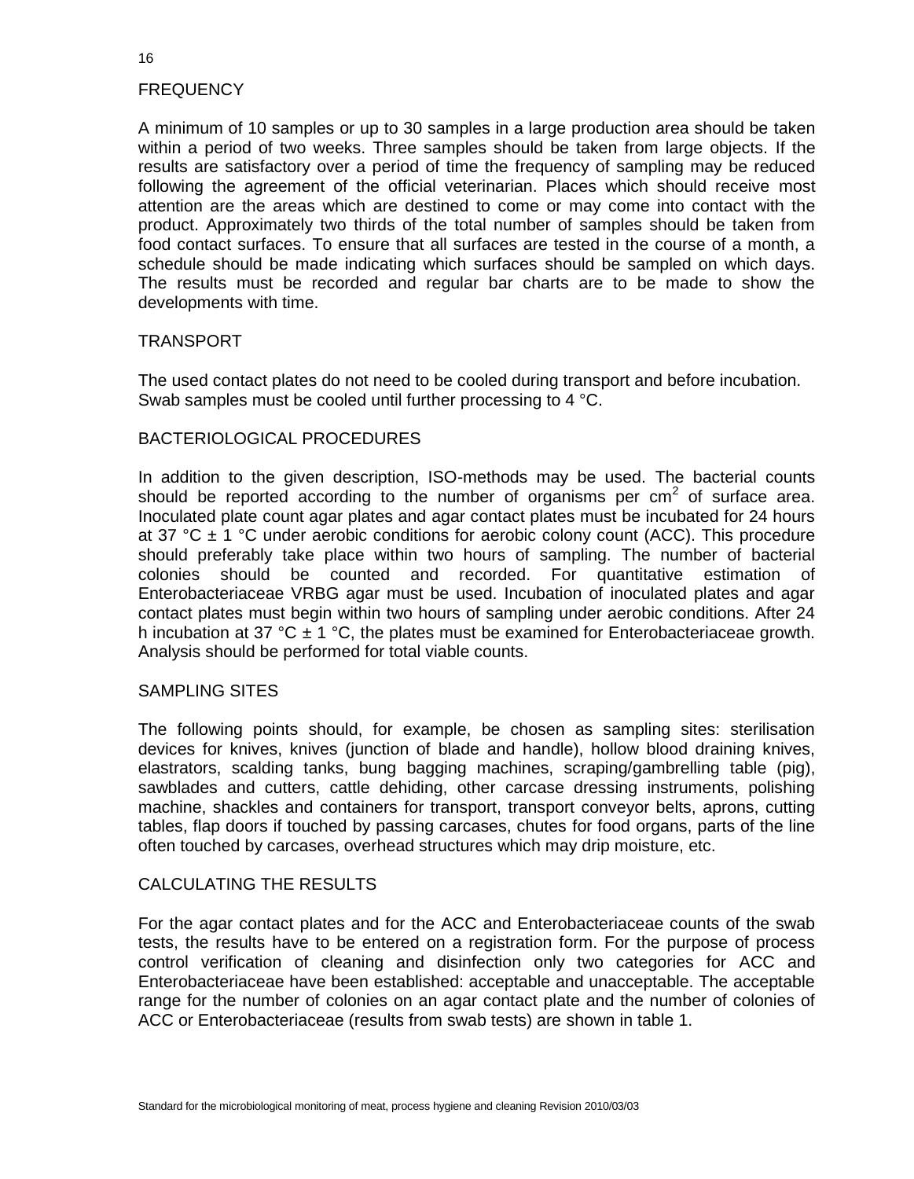## FREQUENCY

A minimum of 10 samples or up to 30 samples in a large production area should be taken within a period of two weeks. Three samples should be taken from large objects. If the results are satisfactory over a period of time the frequency of sampling may be reduced following the agreement of the official veterinarian. Places which should receive most attention are the areas which are destined to come or may come into contact with the product. Approximately two thirds of the total number of samples should be taken from food contact surfaces. To ensure that all surfaces are tested in the course of a month, a schedule should be made indicating which surfaces should be sampled on which days. The results must be recorded and regular bar charts are to be made to show the developments with time.

## TRANSPORT

The used contact plates do not need to be cooled during transport and before incubation. Swab samples must be cooled until further processing to 4 °C.

## BACTERIOLOGICAL PROCEDURES

In addition to the given description, ISO-methods may be used. The bacterial counts should be reported according to the number of organisms per $cm^2$ of surface area. Inoculated plate count agar plates and agar contact plates must be incubated for 24 hours at 37 °C ± 1 °C under aerobic conditions for aerobic colony count (ACC). This procedure should preferably take place within two hours of sampling. The number of bacterial colonies should be counted and recorded. For quantitative estimation of Enterobacteriaceae VRBG agar must be used. Incubation of inoculated plates and agar contact plates must begin within two hours of sampling under aerobic conditions. After 24 h incubation at 37 °C ± 1 °C, the plates must be examined for Enterobacteriaceae growth. Analysis should be performed for total viable counts.

## SAMPLING SITES

The following points should, for example, be chosen as sampling sites: sterilisation devices for knives, knives (junction of blade and handle), hollow blood draining knives, elastrators, scalding tanks, bung bagging machines, scraping/gambrelling table (pig), sawblades and cutters, cattle dehiding, other carcase dressing instruments, polishing machine, shackles and containers for transport, transport conveyor belts, aprons, cutting tables, flap doors if touched by passing carcases, chutes for food organs, parts of the line often touched by carcases, overhead structures which may drip moisture, etc.

## CALCULATING THE RESULTS

For the agar contact plates and for the ACC and Enterobacteriaceae counts of the swab tests, the results have to be entered on a registration form. For the purpose of process control verification of cleaning and disinfection only two categories for ACC and Enterobacteriaceae have been established: acceptable and unacceptable. The acceptable range for the number of colonies on an agar contact plate and the number of colonies of ACC or Enterobacteriaceae (results from swab tests) are shown in table 1.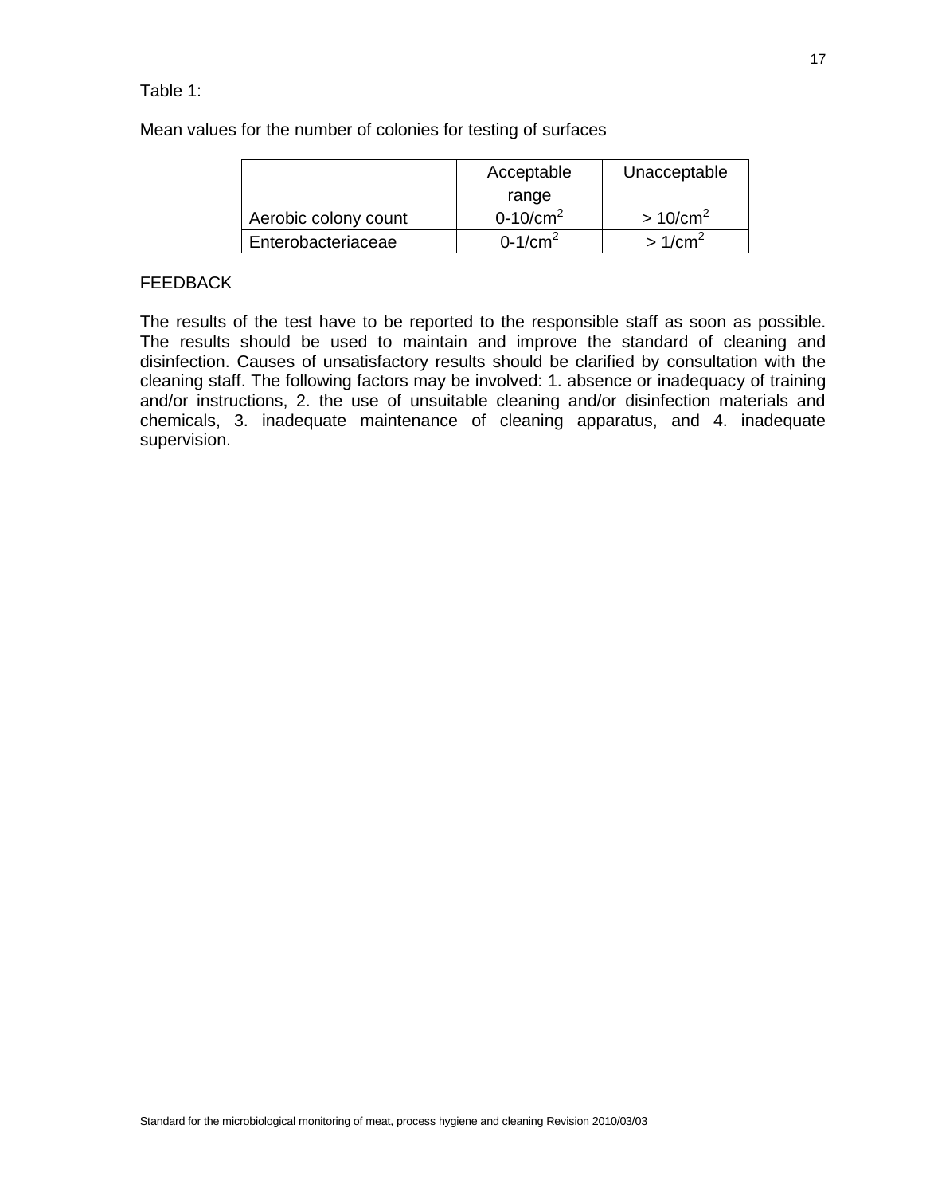Table 1:

Mean values for the number of colonies for testing of surfaces

| | Acceptable range | Unacceptable |
|---|---|---|
| Aerobic colony count | 0-10/$cm^2$ | > 10/$cm^2$ |
| Enterobacteriaceae | 0-1/$cm^2$ | > 1/$cm^2$ |

FEEDBACK

The results of the test have to be reported to the responsible staff as soon as possible. The results should be used to maintain and improve the standard of cleaning and disinfection. Causes of unsatisfactory results should be clarified by consultation with the cleaning staff. The following factors may be involved: 1. absence or inadequacy of training and/or instructions, 2. the use of unsuitable cleaning and/or disinfection materials and chemicals, 3. inadequate maintenance of cleaning apparatus, and 4. inadequate supervision.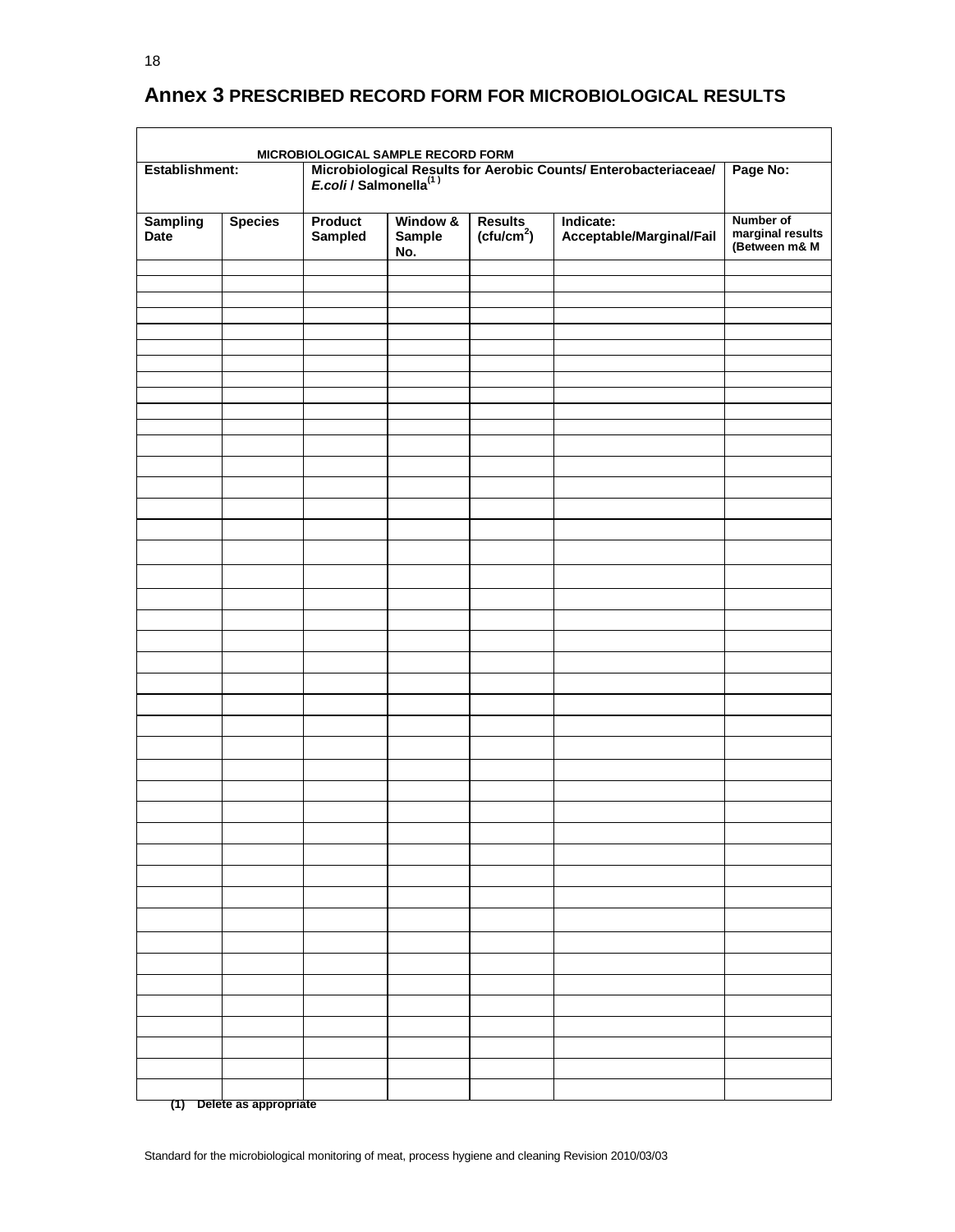## Annex 3 PRESCRIBED RECORD FORM FOR MICROBIOLOGICAL RESULTS

| MICROBIOLOGICAL SAMPLE RECORD FORM | | | | | | |
|---|---|---|---|---|---|---|
| **Establishment:** | | **Microbiological Results for Aerobic Counts/ Enterobacteriaceae/ *E.coli* / Salmonella[(1)]** | | | | **Page No:** |
| **Sampling Date** | **Species** | **Product Sampled** | **Window & Sample No.** | **Results (cfu/cm$^2$)** | **Indicate: Acceptable/Marginal/Fail** | **Number of marginal results (Between m& M** |
| | | | | | | |
| | | | | | | |
| | | | | | | |
| | | | | | | |
| | | | | | | |
| | | | | | | |
| | | | | | | |
| | | | | | | |
| | | | | | | |
| | | | | | | |
| | | | | | | |
| | | | | | | |
| | | | | | | |
| | | | | | | |
| | | | | | | |
| | | | | | | |
| | | | | | | |
| | | | | | | |
| | | | | | | |
| | | | | | | |
| | | | | | | |
| | | | | | | |
| | | | | | | |
| | | | | | | |
| | | | | | | |
| | | | | | | |
| | | | | | | |
| | | | | | | |
| | | | | | | |
| | | | | | | |
| | | | | | | |
| | | | | | | |
| | | | | | | |
| | | | | | | |
| | | | | | | |
| | | | | | | |
| | | | | | | |
| | | | | | | |
| | | | | | | |
| | | | | | | |
| | | | | | | |
| | | | | | | |

**(1) Delete as appropriate**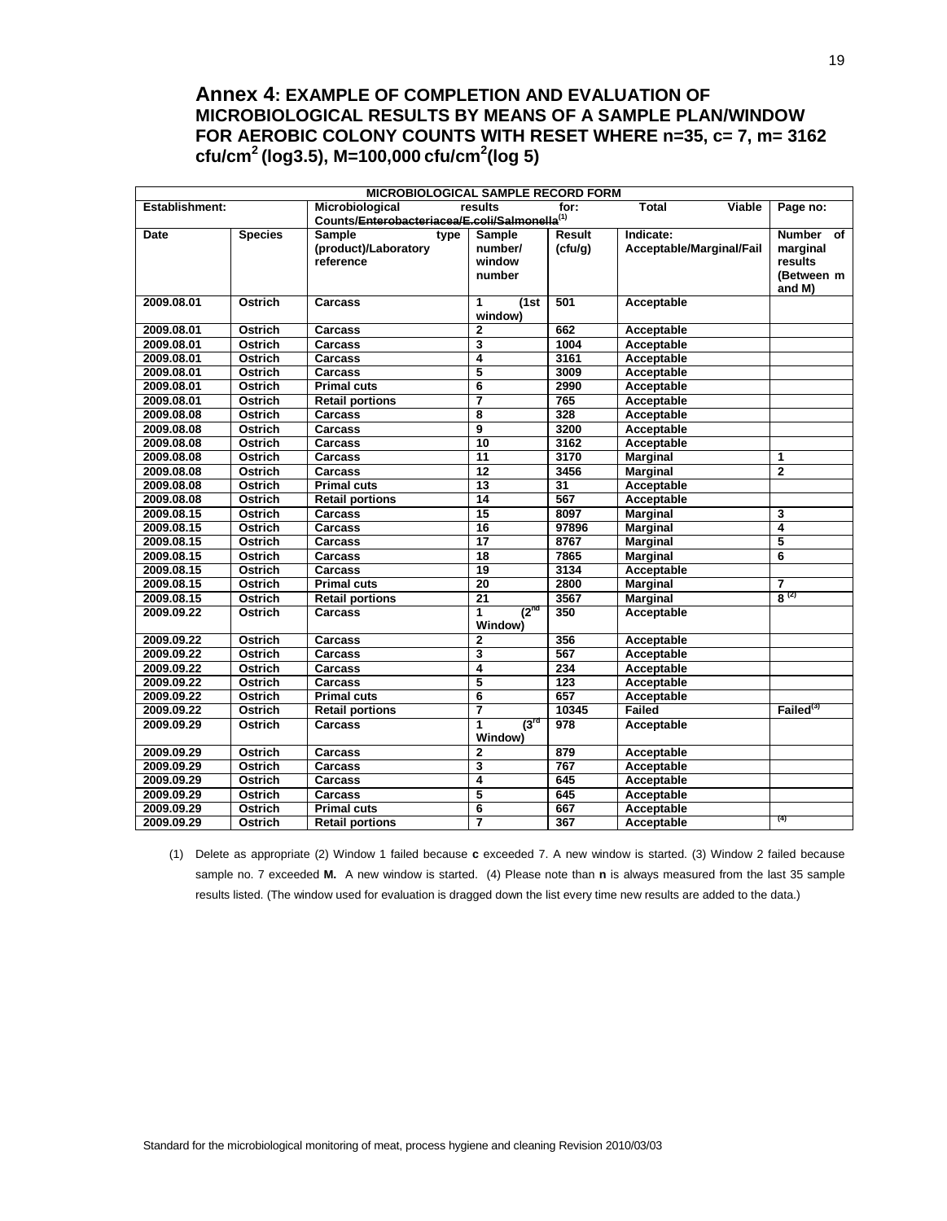## Annex 4: EXAMPLE OF COMPLETION AND EVALUATION OF MICROBIOLOGICAL RESULTS BY MEANS OF A SAMPLE PLAN/WINDOW FOR AEROBIC COLONY COUNTS WITH RESET WHERE n=35, c= 7, m= 3162 cfu/cm$^2$ (log3.5), M=100,000 cfu/cm$^2$(log 5)

| MICROBIOLOGICAL SAMPLE RECORD FORM | | | | | | |
|---|---|---|---|---|---|---|
| **Establishment:** | | **Microbiological results for: Total Viable Counts/~~Enterobacteriacea/E.coli/Salmonella~~[1]** | | | | **Page no:** |
| **Date** | **Species** | **Sample type (product)/Laboratory reference** | **Sample number/ window number** | **Result (cfu/g)** | **Indicate: Acceptable/Marginal/Fail** | **Number of marginal results (Between m and M)** |
| 2009.08.01 | Ostrich | Carcass | 1 (1st window) | 501 | Acceptable | |
| 2009.08.01 | Ostrich | Carcass | 2 | 662 | Acceptable | |
| 2009.08.01 | Ostrich | Carcass | 3 | 1004 | Acceptable | |
| 2009.08.01 | Ostrich | Carcass | 4 | 3161 | Acceptable | |
| 2009.08.01 | Ostrich | Carcass | 5 | 3009 | Acceptable | |
| 2009.08.01 | Ostrich | Primal cuts | 6 | 2990 | Acceptable | |
| 2009.08.01 | Ostrich | Retail portions | 7 | 765 | Acceptable | |
| 2009.08.08 | Ostrich | Carcass | 8 | 328 | Acceptable | |
| 2009.08.08 | Ostrich | Carcass | 9 | 3200 | Acceptable | |
| 2009.08.08 | Ostrich | Carcass | 10 | 3162 | Acceptable | |
| 2009.08.08 | Ostrich | Carcass | 11 | 3170 | Marginal | 1 |
| 2009.08.08 | Ostrich | Carcass | 12 | 3456 | Marginal | 2 |
| 2009.08.08 | Ostrich | Primal cuts | 13 | 31 | Acceptable | |
| 2009.08.08 | Ostrich | Retail portions | 14 | 567 | Acceptable | |
| 2009.08.15 | Ostrich | Carcass | 15 | 8097 | Marginal | 3 |
| 2009.08.15 | Ostrich | Carcass | 16 | 97896 | Marginal | 4 |
| 2009.08.15 | Ostrich | Carcass | 17 | 8767 | Marginal | 5 |
| 2009.08.15 | Ostrich | Carcass | 18 | 7865 | Marginal | 6 |
| 2009.08.15 | Ostrich | Carcass | 19 | 3134 | Acceptable | |
| 2009.08.15 | Ostrich | Primal cuts | 20 | 2800 | Marginal | 7 |
| 2009.08.15 | Ostrich | Retail portions | 21 | 3567 | Marginal | 8 [2] |
| 2009.09.22 | Ostrich | Carcass | 1 (2nd Window) | 350 | Acceptable | |
| 2009.09.22 | Ostrich | Carcass | 2 | 356 | Acceptable | |
| 2009.09.22 | Ostrich | Carcass | 3 | 567 | Acceptable | |
| 2009.09.22 | Ostrich | Carcass | 4 | 234 | Acceptable | |
| 2009.09.22 | Ostrich | Carcass | 5 | 123 | Acceptable | |
| 2009.09.22 | Ostrich | Primal cuts | 6 | 657 | Acceptable | |
| 2009.09.22 | Ostrich | Retail portions | 7 | 10345 | Failed | Failed[3] |
| 2009.09.29 | Ostrich | Carcass | 1 (3rd Window) | 978 | Acceptable | |
| 2009.09.29 | Ostrich | Carcass | 2 | 879 | Acceptable | |
| 2009.09.29 | Ostrich | Carcass | 3 | 767 | Acceptable | |
| 2009.09.29 | Ostrich | Carcass | 4 | 645 | Acceptable | |
| 2009.09.29 | Ostrich | Carcass | 5 | 645 | Acceptable | |
| 2009.09.29 | Ostrich | Primal cuts | 6 | 667 | Acceptable | |
| 2009.09.29 | Ostrich | Retail portions | 7 | 367 | Acceptable | [4] |

(1) Delete as appropriate (2) Window 1 failed because **c** exceeded 7. A new window is started. (3) Window 2 failed because sample no. 7 exceeded **M.** A new window is started. (4) Please note than **n** is always measured from the last 35 sample results listed. (The window used for evaluation is dragged down the list every time new results are added to the data.)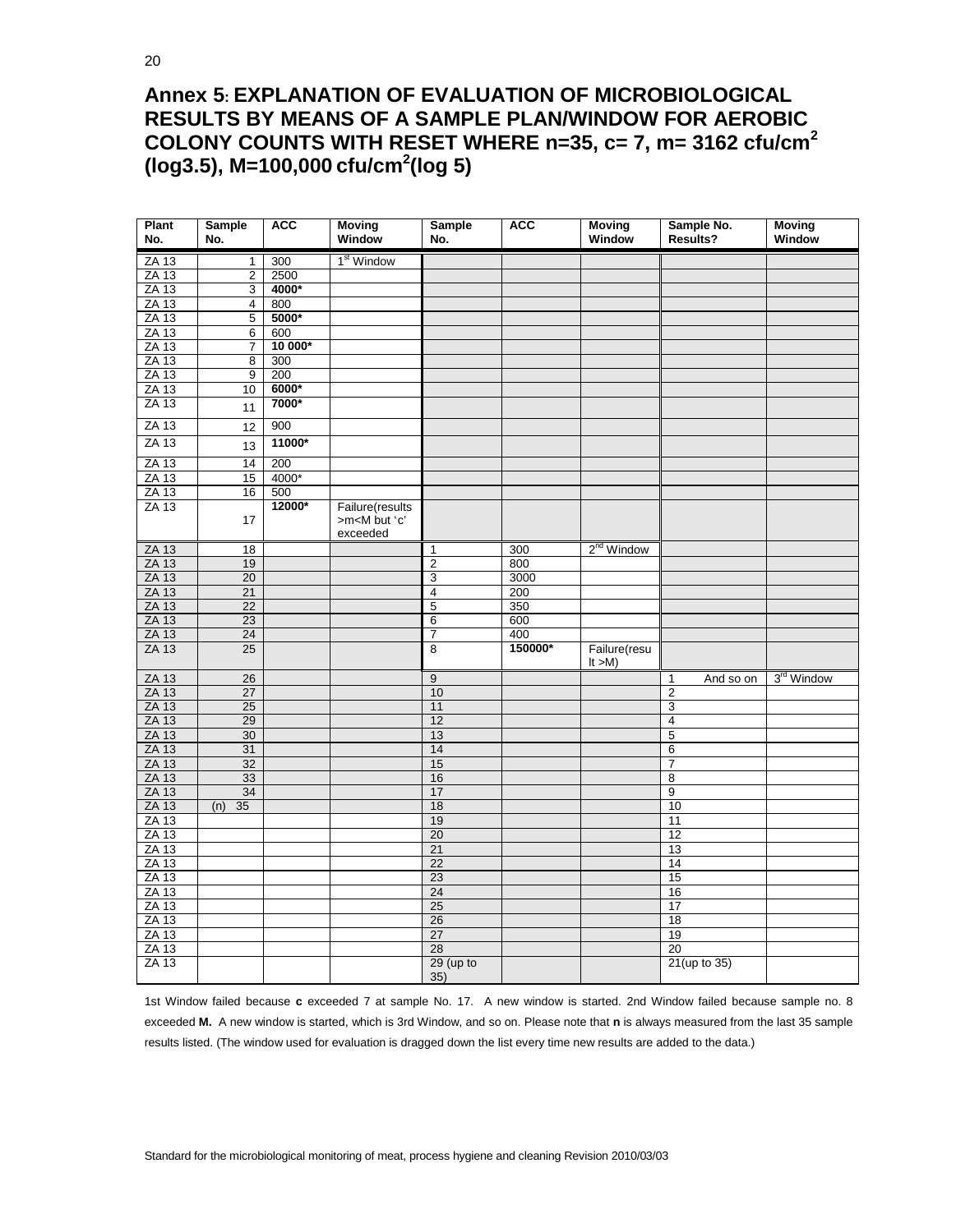# Annex 5: EXPLANATION OF EVALUATION OF MICROBIOLOGICAL RESULTS BY MEANS OF A SAMPLE PLAN/WINDOW FOR AEROBIC COLONY COUNTS WITH RESET WHERE n=35, c= 7, m= 3162 cfu/cm$^2$ (log3.5), M=100,000 cfu/cm$^2$(log 5)

| Plant No. | Sample No. | ACC | Moving Window | Sample No. | ACC | Moving Window | Sample No. Results? | Moving Window |
|---|---|---|---|---|---|---|---|---|
| ZA 13 | 1 | 300 | 1st Window | | | | | |
| ZA 13 | 2 | 2500 | | | | | | |
| ZA 13 | 3 | **4000*** | | | | | | |
| ZA 13 | 4 | 800 | | | | | | |
| ZA 13 | 5 | **5000*** | | | | | | |
| ZA 13 | 6 | 600 | | | | | | |
| ZA 13 | 7 | **10 000*** | | | | | | |
| ZA 13 | 8 | 300 | | | | | | |
| ZA 13 | 9 | 200 | | | | | | |
| ZA 13 | 10 | **6000*** | | | | | | |
| ZA 13 | 11 | **7000*** | | | | | | |
| ZA 13 | 12 | 900 | | | | | | |
| ZA 13 | 13 | **11000*** | | | | | | |
| ZA 13 | 14 | 200 | | | | | | |
| ZA 13 | 15 | 4000* | | | | | | |
| ZA 13 | 16 | 500 | | | | | | |
| ZA 13 | 17 | **12000*** | Failure(results >m<M but 'c' exceeded | | | | | |
| ZA 13 | 18 | | | 1 | 300 | 2nd Window | | |
| ZA 13 | 19 | | | 2 | 800 | | | |
| ZA 13 | 20 | | | 3 | 3000 | | | |
| ZA 13 | 21 | | | 4 | 200 | | | |
| ZA 13 | 22 | | | 5 | 350 | | | |
| ZA 13 | 23 | | | 6 | 600 | | | |
| ZA 13 | 24 | | | 7 | 400 | | | |
| ZA 13 | 25 | | | 8 | **150000*** | Failure(result >M) | | |
| ZA 13 | 26 | | | 9 | | | 1 And so on | 3rd Window |
| ZA 13 | 27 | | | 10 | | | 2 | |
| ZA 13 | 25 | | | 11 | | | 3 | |
| ZA 13 | 29 | | | 12 | | | 4 | |
| ZA 13 | 30 | | | 13 | | | 5 | |
| ZA 13 | 31 | | | 14 | | | 6 | |
| ZA 13 | 32 | | | 15 | | | 7 | |
| ZA 13 | 33 | | | 16 | | | 8 | |
| ZA 13 | 34 | | | 17 | | | 9 | |
| ZA 13 | (n) 35 | | | 18 | | | 10 | |
| ZA 13 | | | | 19 | | | 11 | |
| ZA 13 | | | | 20 | | | 12 | |
| ZA 13 | | | | 21 | | | 13 | |
| ZA 13 | | | | 22 | | | 14 | |
| ZA 13 | | | | 23 | | | 15 | |
| ZA 13 | | | | 24 | | | 16 | |
| ZA 13 | | | | 25 | | | 17 | |
| ZA 13 | | | | 26 | | | 18 | |
| ZA 13 | | | | 27 | | | 19 | |
| ZA 13 | | | | 28 | | | 20 | |
| ZA 13 | | | | 29 (up to 35) | | | 21(up to 35) | |

1st Window failed because **c** exceeded 7 at sample No. 17. A new window is started. 2nd Window failed because sample no. 8 exceeded **M.** A new window is started, which is 3rd Window, and so on. Please note that **n** is always measured from the last 35 sample results listed. (The window used for evaluation is dragged down the list every time new results are added to the data.)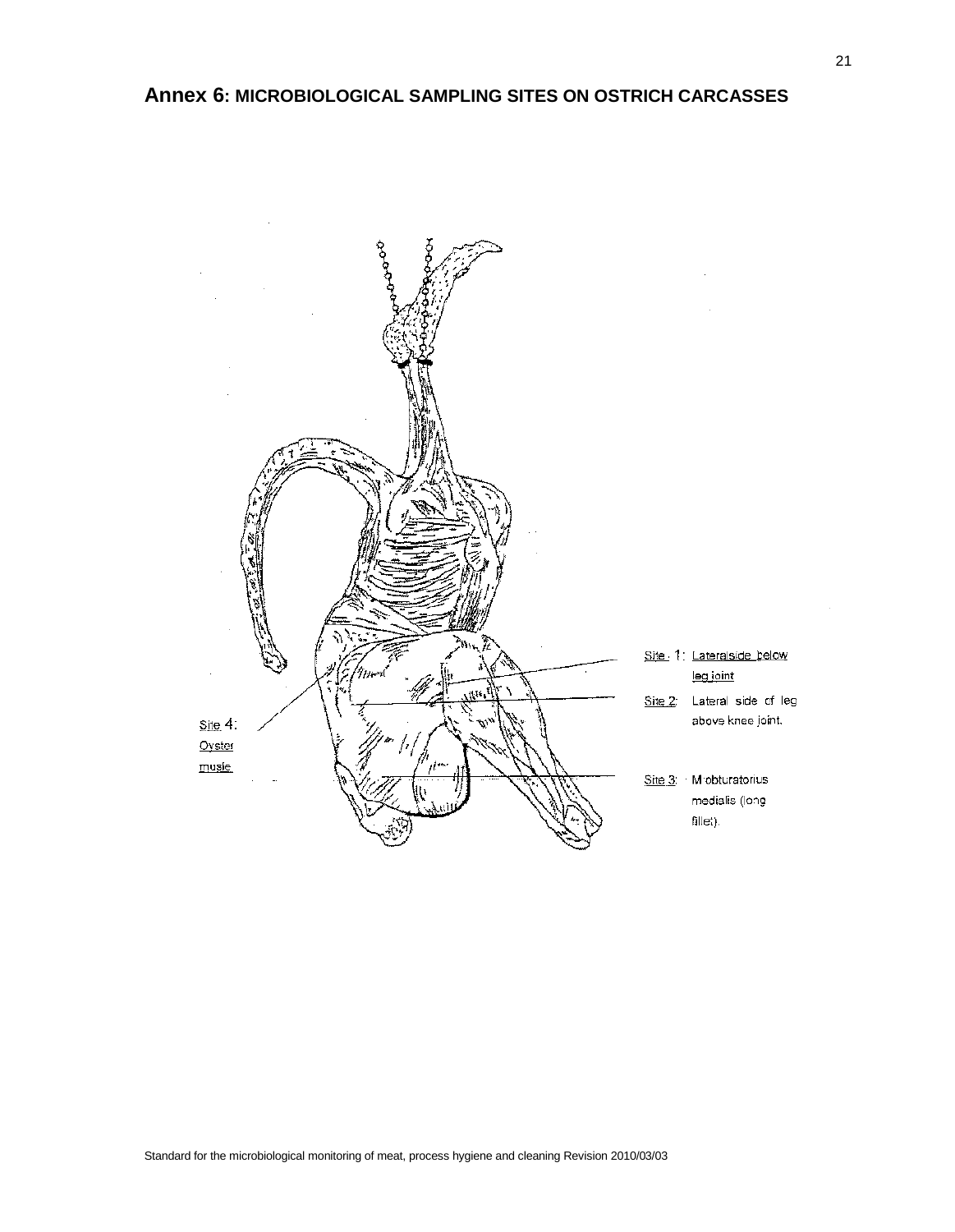# Annex 6: MICROBIOLOGICAL SAMPLING SITES ON OSTRICH CARCASSES

Site 1: Lateralside below leg joint

Site 2: Lateral side of leg above knee joint.

Site 3: M obturatorius medialis (long fillet).

Site 4: Oyster musle.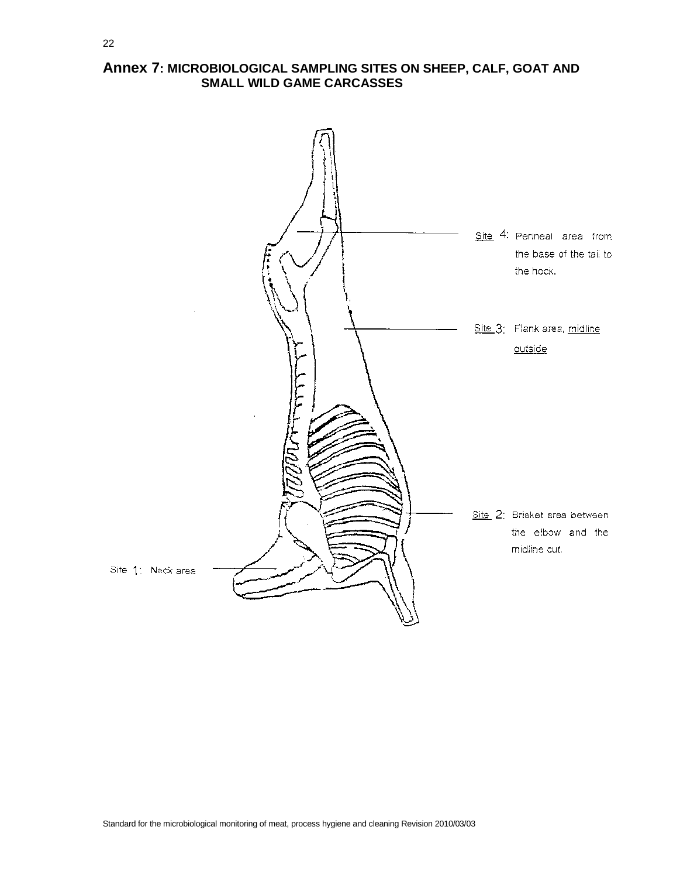# Annex 7: MICROBIOLOGICAL SAMPLING SITES ON SHEEP, CALF, GOAT AND SMALL WILD GAME CARCASSES

Site 4: Perineal area from the base of the tail to the hock.

Site 3: Flank area, midline outside

Site 2: Brisket area between the elbow and the midline cut.

Site 1: Neck area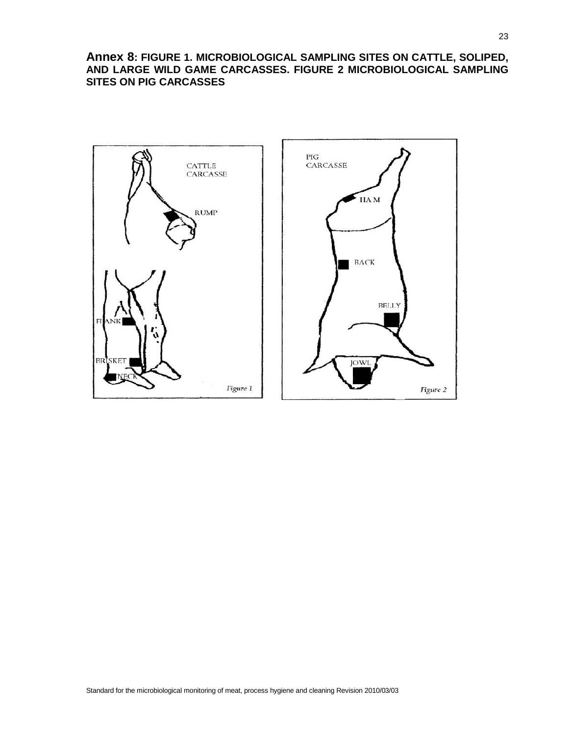**Annex 8: FIGURE 1. MICROBIOLOGICAL SAMPLING SITES ON CATTLE, SOLIPED, AND LARGE WILD GAME CARCASSES. FIGURE 2 MICROBIOLOGICAL SAMPLING SITES ON PIG CARCASSES**

CATTLE CARCASSE

RUMP

FLANK

BRISKET

NECK

Figure 1

PIG CARCASSE

HAM

BACK

BELLY

JOWL

Figure 2